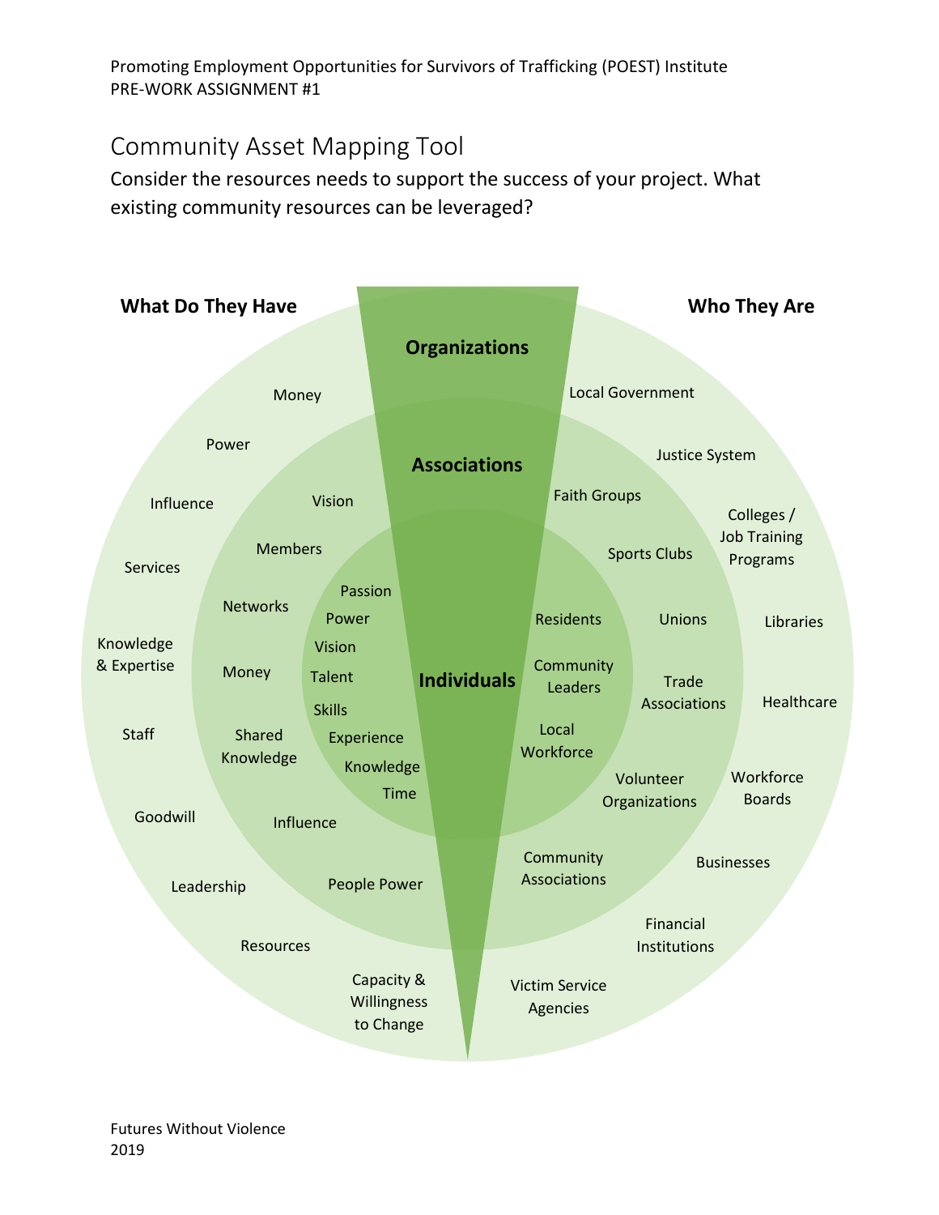Promoting Employment Opportunities for Survivors of Trafficking (POEST) Institute
PRE-WORK ASSIGNMENT #1

## Community Asset Mapping Tool

Consider the resources needs to support the success of your project. What existing community resources can be leveraged?

| | What Do They Have | Who They Are |
| --- | --- | --- |
| **Organizations** | Money, Power, Influence, Services, Knowledge & Expertise, Staff, Goodwill, Leadership, Resources, Capacity & Willingness to Change | Local Government, Justice System, Colleges / Job Training Programs, Libraries, Healthcare, Workforce Boards, Businesses, Financial Institutions, Victim Service Agencies |
| **Associations** | Vision, Members, Networks, Money, Shared Knowledge, Influence, People Power | Faith Groups, Sports Clubs, Unions, Trade Associations, Volunteer Organizations, Community Associations |
| **Individuals** | Passion, Power, Vision, Talent, Skills, Experience, Knowledge, Time | Residents, Community Leaders, Local Workforce |

Futures Without Violence
2019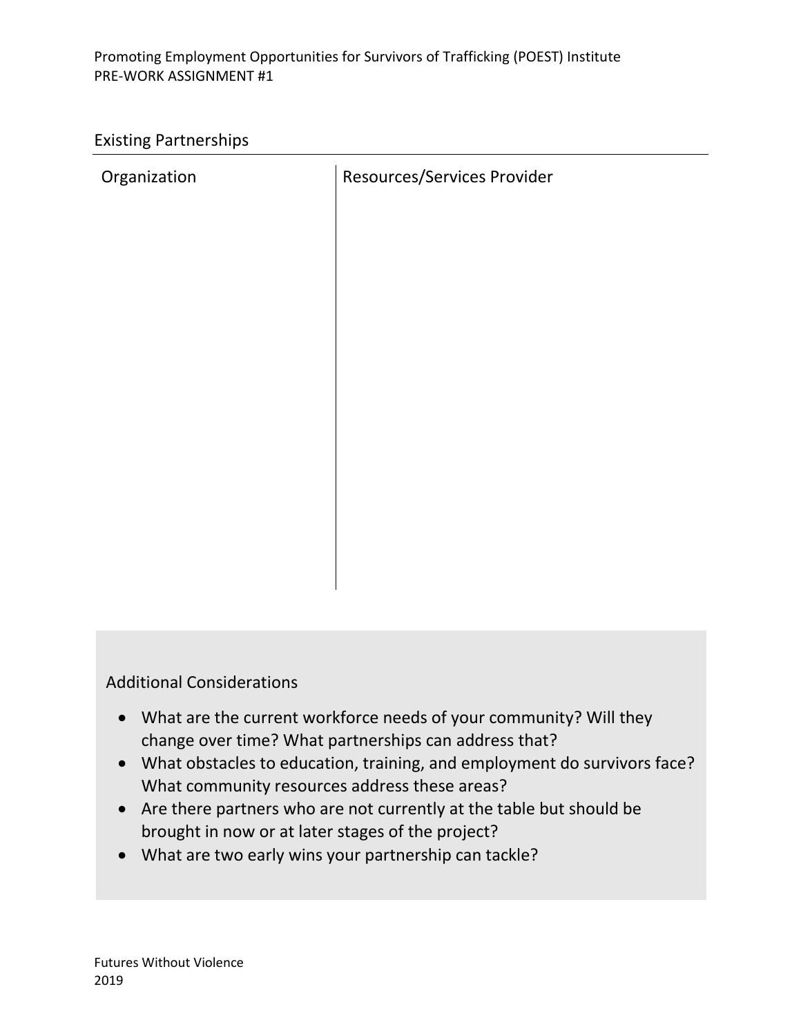## Existing Partnerships

| Organization | Resources/Services Provider |
| --- | --- |
| | |

### Additional Considerations

- What are the current workforce needs of your community? Will they change over time? What partnerships can address that?
- What obstacles to education, training, and employment do survivors face? What community resources address these areas?
- Are there partners who are not currently at the table but should be brought in now or at later stages of the project?
- What are two early wins your partnership can tackle?